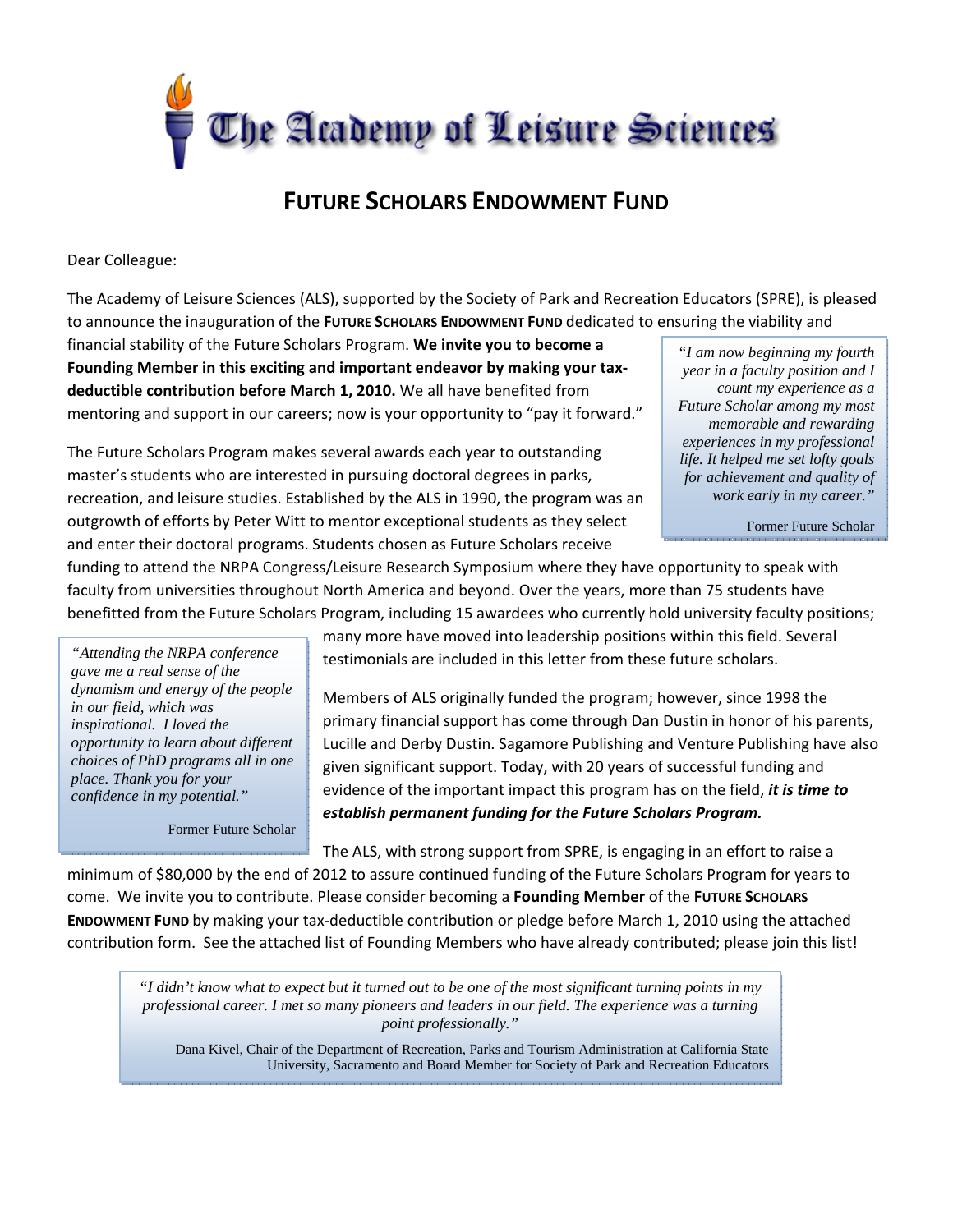# The Academy of Leisure Sciences

## FUTURE SCHOLARS ENDOWMENT FUND

Dear Colleague:

The Academy of Leisure Sciences (ALS), supported by the Society of Park and Recreation Educators (SPRE), is pleased to announce the inauguration of the **FUTURE SCHOLARS ENDOWMENT FUND** dedicated to ensuring the viability and financial stability of the Future Scholars Program. **We invite you to become a Founding Member in this exciting and important endeavor by making your tax-deductible contribution before March 1, 2010.** We all have benefited from mentoring and support in our careers; now is your opportunity to "pay it forward."

> *"I am now beginning my fourth year in a faculty position and I count my experience as a Future Scholar among my most memorable and rewarding experiences in my professional life. It helped me set lofty goals for achievement and quality of work early in my career."*
>
> Former Future Scholar

The Future Scholars Program makes several awards each year to outstanding master's students who are interested in pursuing doctoral degrees in parks, recreation, and leisure studies. Established by the ALS in 1990, the program was an outgrowth of efforts by Peter Witt to mentor exceptional students as they select and enter their doctoral programs. Students chosen as Future Scholars receive funding to attend the NRPA Congress/Leisure Research Symposium where they have opportunity to speak with faculty from universities throughout North America and beyond. Over the years, more than 75 students have benefitted from the Future Scholars Program, including 15 awardees who currently hold university faculty positions; many more have moved into leadership positions within this field. Several testimonials are included in this letter from these future scholars.

> *"Attending the NRPA conference gave me a real sense of the dynamism and energy of the people in our field, which was inspirational. I loved the opportunity to learn about different choices of PhD programs all in one place. Thank you for your confidence in my potential."*
>
> Former Future Scholar

Members of ALS originally funded the program; however, since 1998 the primary financial support has come through Dan Dustin in honor of his parents, Lucille and Derby Dustin. Sagamore Publishing and Venture Publishing have also given significant support. Today, with 20 years of successful funding and evidence of the important impact this program has on the field, ***it is time to establish permanent funding for the Future Scholars Program.***

The ALS, with strong support from SPRE, is engaging in an effort to raise a minimum of $80,000 by the end of 2012 to assure continued funding of the Future Scholars Program for years to come. We invite you to contribute. Please consider becoming a **Founding Member** of the **FUTURE SCHOLARS ENDOWMENT FUND** by making your tax-deductible contribution or pledge before March 1, 2010 using the attached contribution form. See the attached list of Founding Members who have already contributed; please join this list!

> *"I didn't know what to expect but it turned out to be one of the most significant turning points in my professional career. I met so many pioneers and leaders in our field. The experience was a turning point professionally."*
>
> Dana Kivel, Chair of the Department of Recreation, Parks and Tourism Administration at California State University, Sacramento and Board Member for Society of Park and Recreation Educators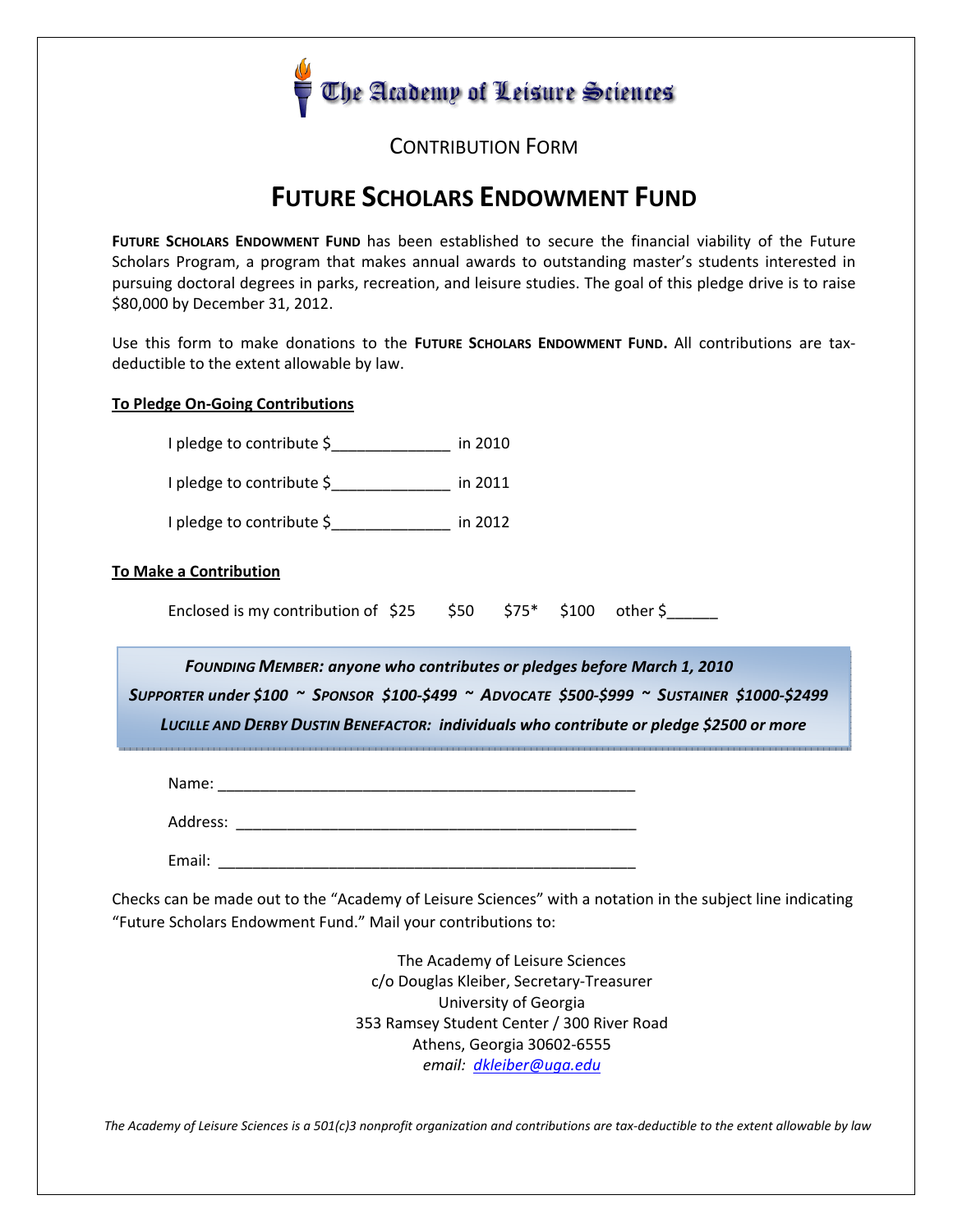# The Academy of Leisure Sciences

CONTRIBUTION FORM

## FUTURE SCHOLARS ENDOWMENT FUND

**FUTURE SCHOLARS ENDOWMENT FUND** has been established to secure the financial viability of the Future Scholars Program, a program that makes annual awards to outstanding master's students interested in pursuing doctoral degrees in parks, recreation, and leisure studies. The goal of this pledge drive is to raise $80,000 by December 31, 2012.

Use this form to make donations to the **FUTURE SCHOLARS ENDOWMENT FUND.** All contributions are tax-deductible to the extent allowable by law.

**To Pledge On-Going Contributions**

I pledge to contribute $______________ in 2010

I pledge to contribute $______________ in 2011

I pledge to contribute $______________ in 2012

**To Make a Contribution**

Enclosed is my contribution of $25 $50 $75* $100 other $______

***FOUNDING MEMBER: anyone who contributes or pledges before March 1, 2010***

***SUPPORTER under $100 ~ SPONSOR $100-$499 ~ ADVOCATE $500-$999 ~ SUSTAINER $1000-$2499***

***LUCILLE AND DERBY DUSTIN BENEFACTOR: individuals who contribute or pledge $2500 or more***

Name: ___________________________________________________

Address: _________________________________________________

Email: ___________________________________________________

Checks can be made out to the "Academy of Leisure Sciences" with a notation in the subject line indicating "Future Scholars Endowment Fund." Mail your contributions to:

The Academy of Leisure Sciences
c/o Douglas Kleiber, Secretary-Treasurer
University of Georgia
353 Ramsey Student Center / 300 River Road
Athens, Georgia 30602-6555
*email: dkleiber@uga.edu*

*The Academy of Leisure Sciences is a 501(c)3 nonprofit organization and contributions are tax-deductible to the extent allowable by law*